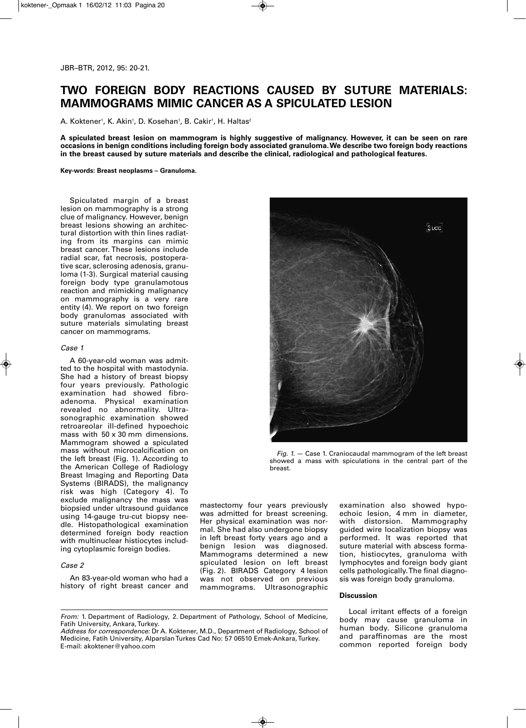# TWO FOREIGN BODY REACTIONS CAUSED BY SUTURE MATERIALS: MAMMOGRAMS MIMIC CANCER AS A SPICULATED LESION

A. Koktener[1], K. Akin[1], D. Kosehan[1], B. Cakir[1], H. Haltas[2]

**A spiculated breast lesion on mammogram is highly suggestive of malignancy. However, it can be seen on rare occasions in benign conditions including foreign body associated granuloma. We describe two foreign body reactions in the breast caused by suture materials and describe the clinical, radiological and pathological features.**

**Key-words: Breast neoplasms – Granuloma.**

Spiculated margin of a breast lesion on mammography is a strong clue of malignancy. However, benign breast lesions showing an architectural distortion with thin lines radiating from its margins can mimic breast cancer. These lesions include radial scar, fat necrosis, postoperative scar, sclerosing adenosis, granuloma (1-3). Surgical material causing foreign body type granulamotous reaction and mimicking malignancy on mammography is a very rare entity (4). We report on two foreign body granulomas associated with suture materials simulating breast cancer on mammograms.

*Case 1*

A 60-year-old woman was admitted to the hospital with mastodynia. She had a history of breast biopsy four years previously. Pathologic examination had showed fibroadenoma. Physical examination revealed no abnormality. Ultrasonographic examination showed retroareolar ill-defined hypoechoic mass with 50 x 30 mm dimensions. Mammogram showed a spiculated mass without microcalcification on the left breast (Fig. 1). According to the American College of Radiology Breast Imaging and Reporting Data Systems (BIRADS), the malignancy risk was high (Category 4). To exclude malignancy the mass was biopsied under ultrasound guidance using 14-gauge tru-cut biopsy needle. Histopathological examination determined foreign body reaction with multinuclear histiocytes including cytoplasmic foreign bodies.

*Fig. 1.* — Case 1. Craniocaudal mammogram of the left breast showed a mass with spiculations in the central part of the breast.

*Case 2*

An 83-year-old woman who had a history of right breast cancer and mastectomy four years previously was admitted for breast screening. Her physical examination was normal. She had also undergone biopsy in left breast forty years ago and a benign lesion was diagnosed. Mammograms determined a new spiculated lesion on left breast (Fig. 2). BIRADS Category 4 lesion was not observed on previous mammograms. Ultrasonographic examination also showed hypoechoic lesion, 4 mm in diameter, with distorsion. Mammography guided wire localization biopsy was performed. It was reported that suture material with abscess formation, histiocytes, granuloma with lymphocytes and foreign body giant cells pathologically. The final diagnosis was foreign body granuloma.

## Discussion

Local irritant effects of a foreign body may cause granuloma in human body. Silicone granuloma and paraffinomas are the most common reported foreign body

*From:* 1. Department of Radiology, 2. Department of Pathology, School of Medicine, Fatih University, Ankara, Turkey.
*Address for correspondence:* Dr A. Koktener, M.D., Department of Radiology, School of Medicine, Fatih University, Alparslan Turkes Cad No: 57 06510 Emek-Ankara, Turkey.
E-mail: akoktener@yahoo.com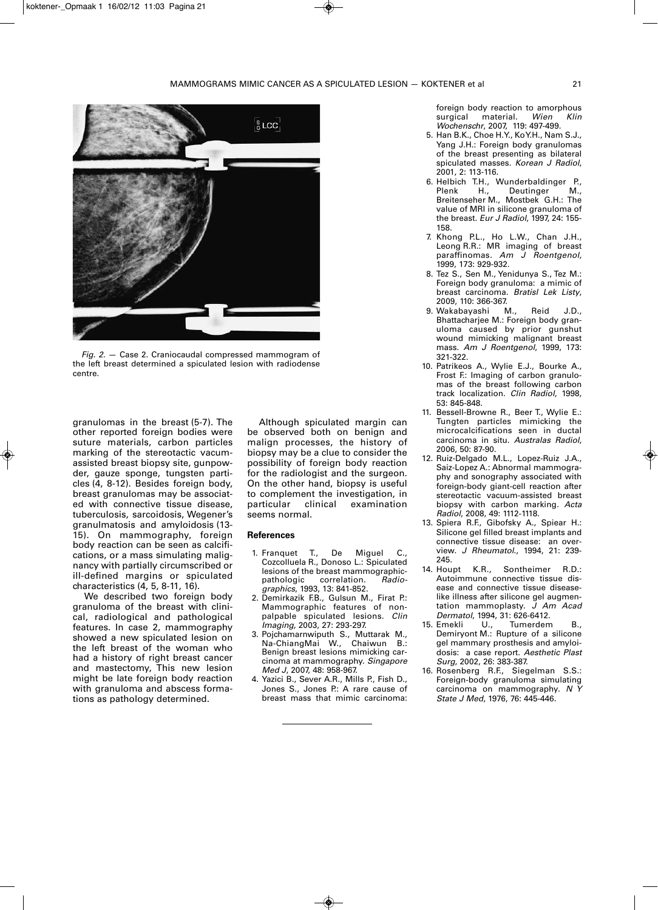*Fig. 2.* — Case 2. Craniocaudal compressed mammogram of the left breast determined a spiculated lesion with radiodense centre.

granulomas in the breast (5-7). The other reported foreign bodies were suture materials, carbon particles marking of the stereotactic vacum-assisted breast biopsy site, gunpowder, gauze sponge, tungsten particles (4, 8-12). Besides foreign body, breast granulomas may be associated with connective tissue disease, tuberculosis, sarcoidosis, Wegener's granulmatosis and amyloidosis (13-15). On mammography, foreign body reaction can be seen as calcifications, or a mass simulating malignancy with partially circumscribed or ill-defined margins or spiculated characteristics (4, 5, 8-11, 16).

We described two foreign body granuloma of the breast with clinical, radiological and pathological features. In case 2, mammography showed a new spiculated lesion on the left breast of the woman who had a history of right breast cancer and mastectomy, This new lesion might be late foreign body reaction with granuloma and abscess formations as pathology determined.

Although spiculated margin can be observed both on benign and malign processes, the history of biopsy may be a clue to consider the possibility of foreign body reaction for the radiologist and the surgeon. On the other hand, biopsy is useful to complement the investigation, in particular clinical examination seems normal.

#### References

1. Franquet T., De Miguel C., Cozcolluela R., Donoso L.: Spiculated lesions of the breast mammographic-pathologic correlation. *Radiographics*, 1993, 13: 841-852.
2. Demirkazik F.B., Gulsun M., Firat P.: Mammographic features of nonpalpable spiculated lesions. *Clin Imaging*, 2003, 27: 293-297.
3. Pojchamarnwiputh S., Muttarak M., Na-ChiangMai W., Chaiwun B.: Benign breast lesions mimicking carcinoma at mammography. *Singapore Med J*, 2007, 48: 958-967.
4. Yazici B., Sever A.R., Mills P., Fish D., Jones S., Jones P.: A rare cause of breast mass that mimic carcinoma: foreign body reaction to amorphous surgical material. *Wien Klin Wochenschr*, 2007, 119: 497-499.
5. Han B.K., Choe H.Y., KoY.H., Nam S.J., Yang J.H.: Foreign body granulomas of the breast presenting as bilateral spiculated masses. *Korean J Radiol*, 2001, 2: 113-116.
6. Helbich T.H., Wunderbaldinger P., Plenk H., Deutinger M., Breitenseher M., Mostbek G.H.: The value of MRI in silicone granuloma of the breast. *Eur J Radiol*, 1997, 24: 155-158.
7. Khong P.L., Ho L.W., Chan J.H., Leong R.R.: MR imaging of breast paraffinomas. *Am J Roentgenol*, 1999, 173: 929-932.
8. Tez S., Sen M., Yenidunya S., Tez M.: Foreign body granuloma: a mimic of breast carcinoma. *Bratisl Lek Listy*, 2009, 110: 366-367.
9. Wakabayashi M., Reid J.D., Bhattacharjee M.: Foreign body granuloma caused by prior gunshut wound mimicking malignant breast mass. *Am J Roentgenol*, 1999, 173: 321-322.
10. Patrikeos A., Wylie E.J., Bourke A., Frost F.: Imaging of carbon granulomas of the breast following carbon track localization. *Clin Radiol*, 1998, 53: 845-848.
11. Bessell-Browne R., Beer T., Wylie E.: Tungten particles mimicking the microcalcifications seen in ductal carcinoma in situ. *Australas Radiol*, 2006, 50: 87-90.
12. Ruiz-Delgado M.L., Lopez-Ruiz J.A., Saiz-Lopez A.: Abnormal mammography and sonography associated with foreign-body giant-cell reaction after stereotactic vacuum-assisted breast biopsy with carbon marking. *Acta Radiol*, 2008, 49: 1112-1118.
13. Spiera R.F., Gibofsky A., Spiear H.: Silicone gel filled breast implants and connective tissue disease: an overview. *J Rheumatol.*, 1994, 21: 239-245.
14. Houpt K.R., Sontheimer R.D.: Autoimmune connective tissue disease and connective tissue disease-like illness after silicone gel augmentation mammoplasty. *J Am Acad Dermatol*, 1994, 31: 626-6412.
15. Emekli U., Tumerdem B., Demiryont M.: Rupture of a silicone gel mammary prosthesis and amyloidosis: a case report. *Aesthetic Plast Surg*, 2002, 26: 383-387.
16. Rosenberg R.F., Siegelman S.S.: Foreign-body granuloma simulating carcinoma on mammography. *N Y State J Med*, 1976, 76: 445-446.